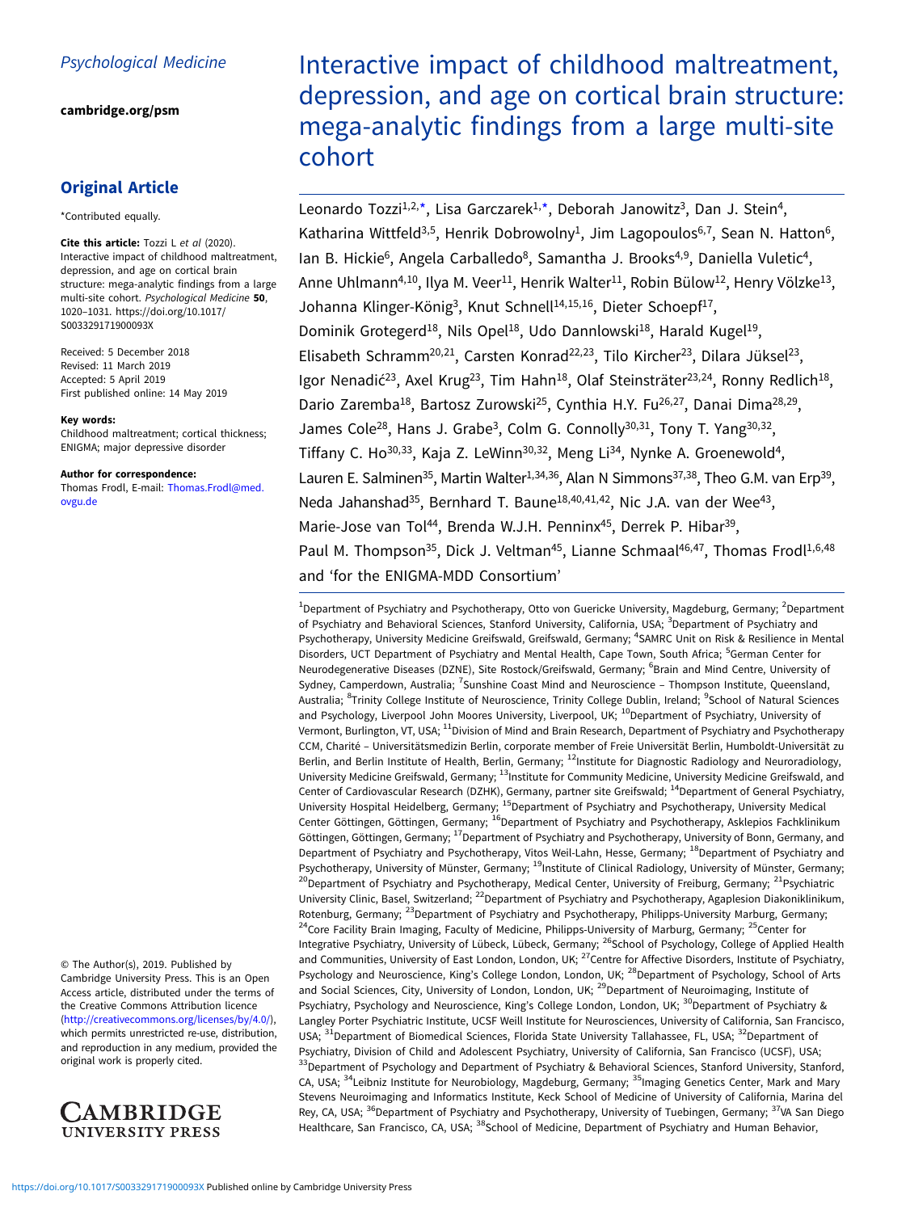Psychological Medicine

cambridge.org/psm

## Original Article

*Contributed equally.

**Cite this article:** Tozzi L *et al* (2020). Interactive impact of childhood maltreatment, depression, and age on cortical brain structure: mega-analytic findings from a large multi-site cohort. *Psychological Medicine* **50**, 1020–1031. https://doi.org/10.1017/S003329171900093X

Received: 5 December 2018
Revised: 11 March 2019
Accepted: 5 April 2019
First published online: 14 May 2019

**Key words:**
Childhood maltreatment; cortical thickness; ENIGMA; major depressive disorder

**Author for correspondence:**
Thomas Frodl, E-mail: Thomas.Frodl@med.ovgu.de

© The Author(s), 2019. Published by Cambridge University Press. This is an Open Access article, distributed under the terms of the Creative Commons Attribution licence (http://creativecommons.org/licenses/by/4.0/), which permits unrestricted re-use, distribution, and reproduction in any medium, provided the original work is properly cited.

# Interactive impact of childhood maltreatment, depression, and age on cortical brain structure: mega-analytic findings from a large multi-site cohort

Leonardo Tozzi[1,2,*], Lisa Garczarek[1,*], Deborah Janowitz[3], Dan J. Stein[4], Katharina Wittfeld[3,5], Henrik Dobrowolny[1], Jim Lagopoulos[6,7], Sean N. Hatton[6], Ian B. Hickie[6], Angela Carballedo[8], Samantha J. Brooks[4,9], Daniella Vuletic[4], Anne Uhlmann[4,10], Ilya M. Veer[11], Henrik Walter[11], Robin Bülow[12], Henry Völzke[13], Johanna Klinger-König[3], Knut Schnell[14,15,16], Dieter Schoepf[17], Dominik Grotegerd[18], Nils Opel[18], Udo Dannlowski[18], Harald Kugel[19], Elisabeth Schramm[20,21], Carsten Konrad[22,23], Tilo Kircher[23], Dilara Jüksel[23], Igor Nenadić[23], Axel Krug[23], Tim Hahn[18], Olaf Steinsträter[23,24], Ronny Redlich[18], Dario Zaremba[18], Bartosz Zurowski[25], Cynthia H.Y. Fu[26,27], Danai Dima[28,29], James Cole[28], Hans J. Grabe[3], Colm G. Connolly[30,31], Tony T. Yang[30,32], Tiffany C. Ho[30,33], Kaja Z. LeWinn[30,32], Meng Li[34], Nynke A. Groenewold[4], Lauren E. Salminen[35], Martin Walter[1,34,36], Alan N Simmons[37,38], Theo G.M. van Erp[39], Neda Jahanshad[35], Bernhard T. Baune[18,40,41,42], Nic J.A. van der Wee[43], Marie-Jose van Tol[44], Brenda W.J.H. Penninx[45], Derrek P. Hibar[39], Paul M. Thompson[35], Dick J. Veltman[45], Lianne Schmaal[46,47], Thomas Frodl[1,6,48] and 'for the ENIGMA-MDD Consortium'

[1]Department of Psychiatry and Psychotherapy, Otto von Guericke University, Magdeburg, Germany; [2]Department of Psychiatry and Behavioral Sciences, Stanford University, California, USA; [3]Department of Psychiatry and Psychotherapy, University Medicine Greifswald, Greifswald, Germany; [4]SAMRC Unit on Risk & Resilience in Mental Disorders, UCT Department of Psychiatry and Mental Health, Cape Town, South Africa; [5]German Center for Neurodegenerative Diseases (DZNE), Site Rostock/Greifswald, Germany; [6]Brain and Mind Centre, University of Sydney, Camperdown, Australia; [7]Sunshine Coast Mind and Neuroscience – Thompson Institute, Queensland, Australia; [8]Trinity College Institute of Neuroscience, Trinity College Dublin, Ireland; [9]School of Natural Sciences and Psychology, Liverpool John Moores University, Liverpool, UK; [10]Department of Psychiatry, University of Vermont, Burlington, VT, USA; [11]Division of Mind and Brain Research, Department of Psychiatry and Psychotherapy CCM, Charité – Universitätsmedizin Berlin, corporate member of Freie Universität Berlin, Humboldt-Universität zu Berlin, and Berlin Institute of Health, Berlin, Germany; [12]Institute for Diagnostic Radiology and Neuroradiology, University Medicine Greifswald, Germany; [13]Institute for Community Medicine, University Medicine Greifswald, and Center of Cardiovascular Research (DZHK), Germany, partner site Greifswald; [14]Department of General Psychiatry, University Hospital Heidelberg, Germany; [15]Department of Psychiatry and Psychotherapy, University Medical Center Göttingen, Göttingen, Germany; [16]Department of Psychiatry and Psychotherapy, Asklepios Fachklinikum Göttingen, Göttingen, Germany; [17]Department of Psychiatry and Psychotherapy, University of Bonn, Germany, and Department of Psychiatry and Psychotherapy, Vitos Weil-Lahn, Hesse, Germany; [18]Department of Psychiatry and Psychotherapy, University of Münster, Germany; [19]Institute of Clinical Radiology, University of Münster, Germany; [20]Department of Psychiatry and Psychotherapy, Medical Center, University of Freiburg, Germany; [21]Psychiatric University Clinic, Basel, Switzerland; [22]Department of Psychiatry and Psychotherapy, Agaplesion Diakoniklinikum, Rotenburg, Germany; [23]Department of Psychiatry and Psychotherapy, Philipps-University Marburg, Germany; [24]Core Facility Brain Imaging, Faculty of Medicine, Philipps-University of Marburg, Germany; [25]Center for Integrative Psychiatry, University of Lübeck, Lübeck, Germany; [26]School of Psychology, College of Applied Health and Communities, University of East London, London, UK; [27]Centre for Affective Disorders, Institute of Psychiatry, Psychology and Neuroscience, King's College London, London, UK; [28]Department of Psychology, School of Arts and Social Sciences, City, University of London, London, UK; [29]Department of Neuroimaging, Institute of Psychiatry, Psychology and Neuroscience, King's College London, London, UK; [30]Department of Psychiatry & Langley Porter Psychiatric Institute, UCSF Weill Institute for Neurosciences, University of California, San Francisco, USA; [31]Department of Biomedical Sciences, Florida State University Tallahassee, FL, USA; [32]Department of Psychiatry, Division of Child and Adolescent Psychiatry, University of California, San Francisco (UCSF), USA; [33]Department of Psychology and Department of Psychiatry & Behavioral Sciences, Stanford University, Stanford, CA, USA; [34]Leibniz Institute for Neurobiology, Magdeburg, Germany; [35]Imaging Genetics Center, Mark and Mary Stevens Neuroimaging and Informatics Institute, Keck School of Medicine of University of California, Marina del Rey, CA, USA; [36]Department of Psychiatry and Psychotherapy, University of Tuebingen, Germany; [37]VA San Diego Healthcare, San Francisco, CA, USA; [38]School of Medicine, Department of Psychiatry and Human Behavior,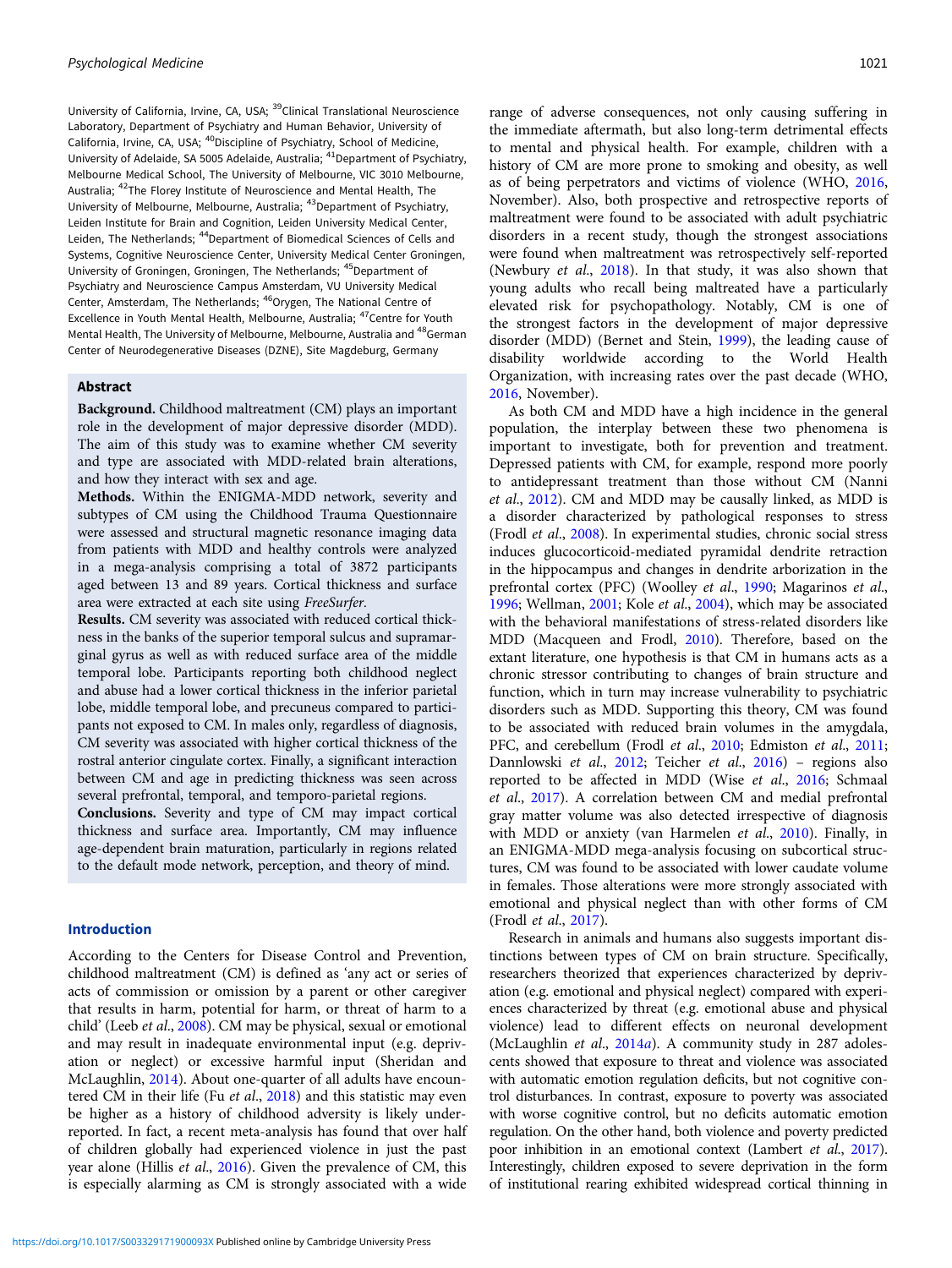University of California, Irvine, CA, USA; [39]Clinical Translational Neuroscience Laboratory, Department of Psychiatry and Human Behavior, University of California, Irvine, CA, USA; [40]Discipline of Psychiatry, School of Medicine, University of Adelaide, SA 5005 Adelaide, Australia; [41]Department of Psychiatry, Melbourne Medical School, The University of Melbourne, VIC 3010 Melbourne, Australia; [42]The Florey Institute of Neuroscience and Mental Health, The University of Melbourne, Melbourne, Australia; [43]Department of Psychiatry, Leiden Institute for Brain and Cognition, Leiden University Medical Center, Leiden, The Netherlands; [44]Department of Biomedical Sciences of Cells and Systems, Cognitive Neuroscience Center, University Medical Center Groningen, University of Groningen, Groningen, The Netherlands; [45]Department of Psychiatry and Neuroscience Campus Amsterdam, VU University Medical Center, Amsterdam, The Netherlands; [46]Orygen, The National Centre of Excellence in Youth Mental Health, Melbourne, Australia; [47]Centre for Youth Mental Health, The University of Melbourne, Melbourne, Australia and [48]German Center of Neurodegenerative Diseases (DZNE), Site Magdeburg, Germany

## Abstract

**Background.** Childhood maltreatment (CM) plays an important role in the development of major depressive disorder (MDD). The aim of this study was to examine whether CM severity and type are associated with MDD-related brain alterations, and how they interact with sex and age.

**Methods.** Within the ENIGMA-MDD network, severity and subtypes of CM using the Childhood Trauma Questionnaire were assessed and structural magnetic resonance imaging data from patients with MDD and healthy controls were analyzed in a mega-analysis comprising a total of 3872 participants aged between 13 and 89 years. Cortical thickness and surface area were extracted at each site using *FreeSurfer*.

**Results.** CM severity was associated with reduced cortical thickness in the banks of the superior temporal sulcus and supramarginal gyrus as well as with reduced surface area of the middle temporal lobe. Participants reporting both childhood neglect and abuse had a lower cortical thickness in the inferior parietal lobe, middle temporal lobe, and precuneus compared to participants not exposed to CM. In males only, regardless of diagnosis, CM severity was associated with higher cortical thickness of the rostral anterior cingulate cortex. Finally, a significant interaction between CM and age in predicting thickness was seen across several prefrontal, temporal, and temporo-parietal regions.

**Conclusions.** Severity and type of CM may impact cortical thickness and surface area. Importantly, CM may influence age-dependent brain maturation, particularly in regions related to the default mode network, perception, and theory of mind.

## Introduction

According to the Centers for Disease Control and Prevention, childhood maltreatment (CM) is defined as 'any act or series of acts of commission or omission by a parent or other caregiver that results in harm, potential for harm, or threat of harm to a child' (Leeb *et al.*, 2008). CM may be physical, sexual or emotional and may result in inadequate environmental input (e.g. deprivation or neglect) or excessive harmful input (Sheridan and McLaughlin, 2014). About one-quarter of all adults have encountered CM in their life (Fu *et al.*, 2018) and this statistic may even be higher as a history of childhood adversity is likely underreported. In fact, a recent meta-analysis has found that over half of children globally had experienced violence in just the past year alone (Hillis *et al.*, 2016). Given the prevalence of CM, this is especially alarming as CM is strongly associated with a wide range of adverse consequences, not only causing suffering in the immediate aftermath, but also long-term detrimental effects to mental and physical health. For example, children with a history of CM are more prone to smoking and obesity, as well as of being perpetrators and victims of violence (WHO, 2016, November). Also, both prospective and retrospective reports of maltreatment were found to be associated with adult psychiatric disorders in a recent study, though the strongest associations were found when maltreatment was retrospectively self-reported (Newbury *et al.*, 2018). In that study, it was also shown that young adults who recall being maltreated have a particularly elevated risk for psychopathology. Notably, CM is one of the strongest factors in the development of major depressive disorder (MDD) (Bernet and Stein, 1999), the leading cause of disability worldwide according to the World Health Organization, with increasing rates over the past decade (WHO, 2016, November).

As both CM and MDD have a high incidence in the general population, the interplay between these two phenomena is important to investigate, both for prevention and treatment. Depressed patients with CM, for example, respond more poorly to antidepressant treatment than those without CM (Nanni *et al.*, 2012). CM and MDD may be causally linked, as MDD is a disorder characterized by pathological responses to stress (Frodl *et al.*, 2008). In experimental studies, chronic social stress induces glucocorticoid-mediated pyramidal dendrite retraction in the hippocampus and changes in dendrite arborization in the prefrontal cortex (PFC) (Woolley *et al.*, 1990; Magarinos *et al.*, 1996; Wellman, 2001; Kole *et al.*, 2004), which may be associated with the behavioral manifestations of stress-related disorders like MDD (Macqueen and Frodl, 2010). Therefore, based on the extant literature, one hypothesis is that CM in humans acts as a chronic stressor contributing to changes of brain structure and function, which in turn may increase vulnerability to psychiatric disorders such as MDD. Supporting this theory, CM was found to be associated with reduced brain volumes in the amygdala, PFC, and cerebellum (Frodl *et al.*, 2010; Edmiston *et al.*, 2011; Dannlowski *et al.*, 2012; Teicher *et al.*, 2016) – regions also reported to be affected in MDD (Wise *et al.*, 2016; Schmaal *et al.*, 2017). A correlation between CM and medial prefrontal gray matter volume was also detected irrespective of diagnosis with MDD or anxiety (van Harmelen *et al.*, 2010). Finally, in an ENIGMA-MDD mega-analysis focusing on subcortical structures, CM was found to be associated with lower caudate volume in females. Those alterations were more strongly associated with emotional and physical neglect than with other forms of CM (Frodl *et al.*, 2017).

Research in animals and humans also suggests important distinctions between types of CM on brain structure. Specifically, researchers theorized that experiences characterized by deprivation (e.g. emotional and physical neglect) compared with experiences characterized by threat (e.g. emotional abuse and physical violence) lead to different effects on neuronal development (McLaughlin *et al.*, 2014*a*). A community study in 287 adolescents showed that exposure to threat and violence was associated with automatic emotion regulation deficits, but not cognitive control disturbances. In contrast, exposure to poverty was associated with worse cognitive control, but no deficits automatic emotion regulation. On the other hand, both violence and poverty predicted poor inhibition in an emotional context (Lambert *et al.*, 2017). Interestingly, children exposed to severe deprivation in the form of institutional rearing exhibited widespread cortical thinning in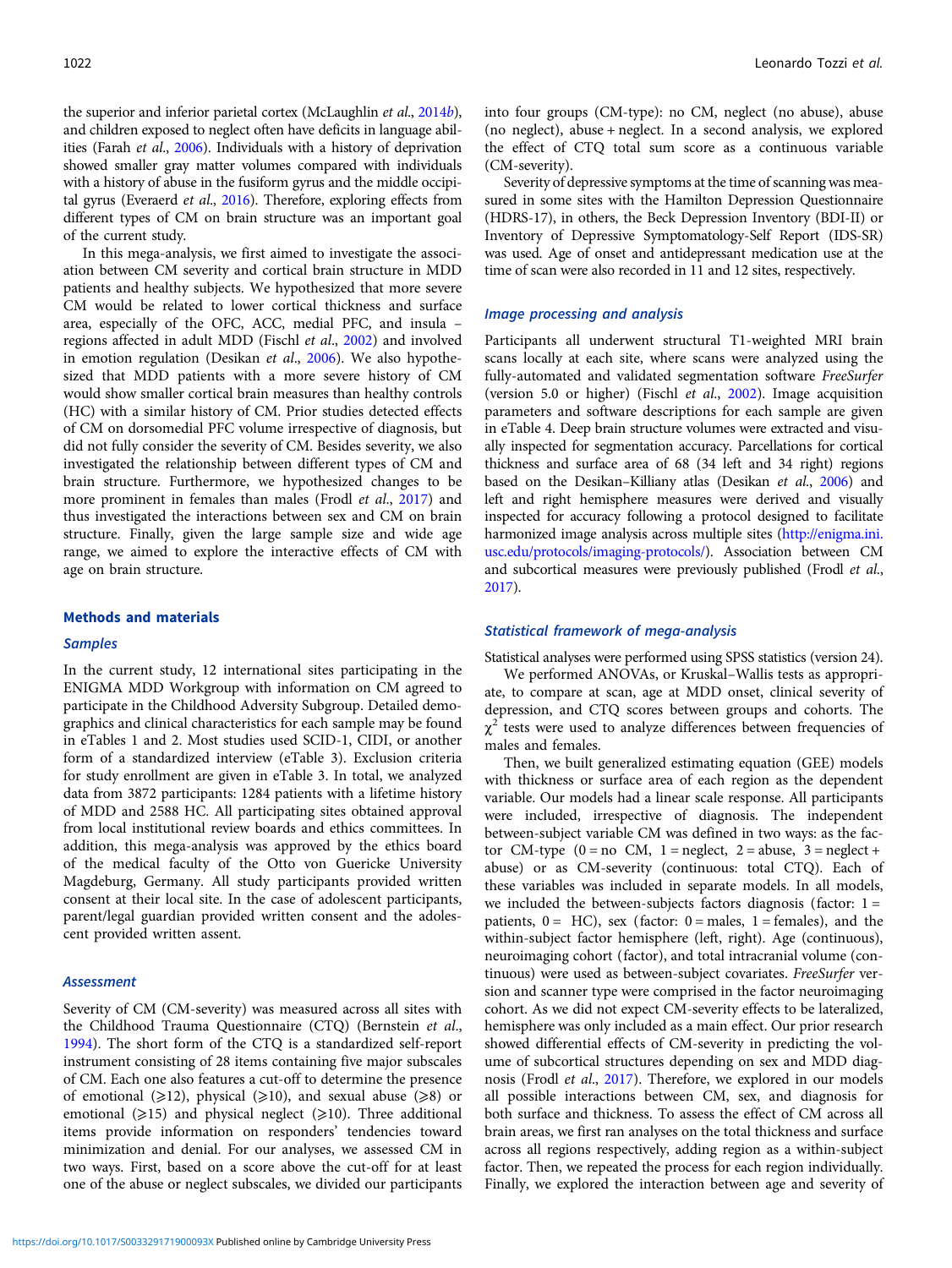the superior and inferior parietal cortex (McLaughlin *et al.*, 2014*b*), and children exposed to neglect often have deficits in language abilities (Farah *et al.*, 2006). Individuals with a history of deprivation showed smaller gray matter volumes compared with individuals with a history of abuse in the fusiform gyrus and the middle occipital gyrus (Everaerd *et al.*, 2016). Therefore, exploring effects from different types of CM on brain structure was an important goal of the current study.

In this mega-analysis, we first aimed to investigate the association between CM severity and cortical brain structure in MDD patients and healthy subjects. We hypothesized that more severe CM would be related to lower cortical thickness and surface area, especially of the OFC, ACC, medial PFC, and insula – regions affected in adult MDD (Fischl *et al.*, 2002) and involved in emotion regulation (Desikan *et al.*, 2006). We also hypothesized that MDD patients with a more severe history of CM would show smaller cortical brain measures than healthy controls (HC) with a similar history of CM. Prior studies detected effects of CM on dorsomedial PFC volume irrespective of diagnosis, but did not fully consider the severity of CM. Besides severity, we also investigated the relationship between different types of CM and brain structure. Furthermore, we hypothesized changes to be more prominent in females than males (Frodl *et al.*, 2017) and thus investigated the interactions between sex and CM on brain structure. Finally, given the large sample size and wide age range, we aimed to explore the interactive effects of CM with age on brain structure.

## Methods and materials

### Samples

In the current study, 12 international sites participating in the ENIGMA MDD Workgroup with information on CM agreed to participate in the Childhood Adversity Subgroup. Detailed demographics and clinical characteristics for each sample may be found in eTables 1 and 2. Most studies used SCID-1, CIDI, or another form of a standardized interview (eTable 3). Exclusion criteria for study enrollment are given in eTable 3. In total, we analyzed data from 3872 participants: 1284 patients with a lifetime history of MDD and 2588 HC. All participating sites obtained approval from local institutional review boards and ethics committees. In addition, this mega-analysis was approved by the ethics board of the medical faculty of the Otto von Guericke University Magdeburg, Germany. All study participants provided written consent at their local site. In the case of adolescent participants, parent/legal guardian provided written consent and the adolescent provided written assent.

### Assessment

Severity of CM (CM-severity) was measured across all sites with the Childhood Trauma Questionnaire (CTQ) (Bernstein *et al.*, 1994). The short form of the CTQ is a standardized self-report instrument consisting of 28 items containing five major subscales of CM. Each one also features a cut-off to determine the presence of emotional (⩾12), physical (⩾10), and sexual abuse (⩾8) or emotional (⩾15) and physical neglect (⩾10). Three additional items provide information on responders' tendencies toward minimization and denial. For our analyses, we assessed CM in two ways. First, based on a score above the cut-off for at least one of the abuse or neglect subscales, we divided our participants into four groups (CM-type): no CM, neglect (no abuse), abuse (no neglect), abuse + neglect. In a second analysis, we explored the effect of CTQ total sum score as a continuous variable (CM-severity).

Severity of depressive symptoms at the time of scanning was measured in some sites with the Hamilton Depression Questionnaire (HDRS-17), in others, the Beck Depression Inventory (BDI-II) or Inventory of Depressive Symptomatology-Self Report (IDS-SR) was used. Age of onset and antidepressant medication use at the time of scan were also recorded in 11 and 12 sites, respectively.

### Image processing and analysis

Participants all underwent structural T1-weighted MRI brain scans locally at each site, where scans were analyzed using the fully-automated and validated segmentation software *FreeSurfer* (version 5.0 or higher) (Fischl *et al.*, 2002). Image acquisition parameters and software descriptions for each sample are given in eTable 4. Deep brain structure volumes were extracted and visually inspected for segmentation accuracy. Parcellations for cortical thickness and surface area of 68 (34 left and 34 right) regions based on the Desikan–Killiany atlas (Desikan *et al.*, 2006) and left and right hemisphere measures were derived and visually inspected for accuracy following a protocol designed to facilitate harmonized image analysis across multiple sites (http://enigma.ini.usc.edu/protocols/imaging-protocols/). Association between CM and subcortical measures were previously published (Frodl *et al.*, 2017).

### Statistical framework of mega-analysis

Statistical analyses were performed using SPSS statistics (version 24).

We performed ANOVAs, or Kruskal–Wallis tests as appropriate, to compare at scan, age at MDD onset, clinical severity of depression, and CTQ scores between groups and cohorts. The $\chi^2$ tests were used to analyze differences between frequencies of males and females.

Then, we built generalized estimating equation (GEE) models with thickness or surface area of each region as the dependent variable. Our models had a linear scale response. All participants were included, irrespective of diagnosis. The independent between-subject variable CM was defined in two ways: as the factor CM-type (0 = no CM, 1 = neglect, 2 = abuse, 3 = neglect + abuse) or as CM-severity (continuous: total CTQ). Each of these variables was included in separate models. In all models, we included the between-subjects factors diagnosis (factor: 1 = patients, 0 = HC), sex (factor: 0 = males, 1 = females), and the within-subject factor hemisphere (left, right). Age (continuous), neuroimaging cohort (factor), and total intracranial volume (continuous) were used as between-subject covariates. *FreeSurfer* version and scanner type were comprised in the factor neuroimaging cohort. As we did not expect CM-severity effects to be lateralized, hemisphere was only included as a main effect. Our prior research showed differential effects of CM-severity in predicting the volume of subcortical structures depending on sex and MDD diagnosis (Frodl *et al.*, 2017). Therefore, we explored in our models all possible interactions between CM, sex, and diagnosis for both surface and thickness. To assess the effect of CM across all brain areas, we first ran analyses on the total thickness and surface across all regions respectively, adding region as a within-subject factor. Then, we repeated the process for each region individually. Finally, we explored the interaction between age and severity of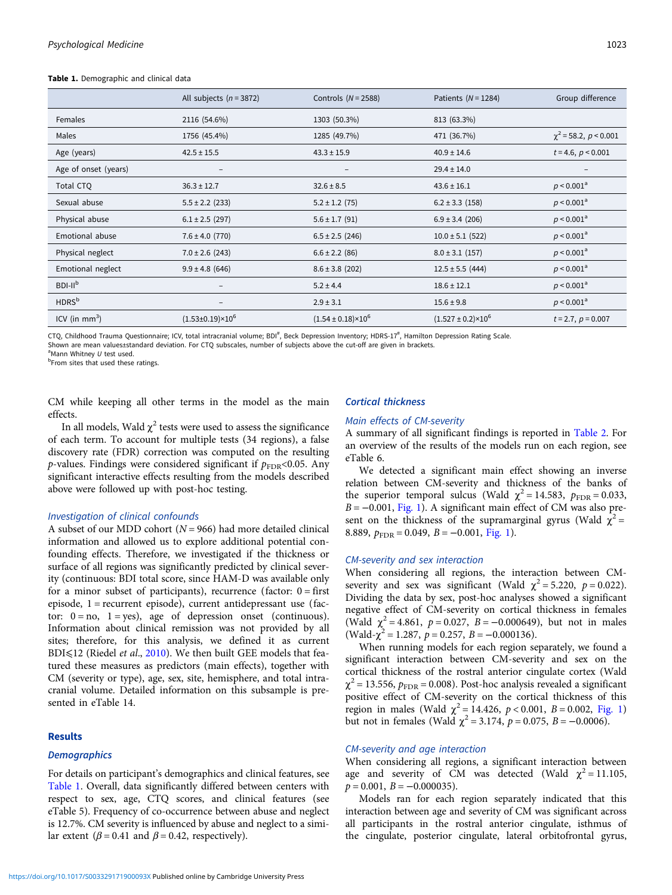**Table 1.** Demographic and clinical data

| | All subjects ($n$ = 3872) | Controls ($N$ = 2588) | Patients ($N$ = 1284) | Group difference |
|---|---|---|---|---|
| Females | 2116 (54.6%) | 1303 (50.3%) | 813 (63.3%) | |
| Males | 1756 (45.4%) | 1285 (49.7%) | 471 (36.7%) | $\chi^2$ = 58.2, $p$ < 0.001 |
| Age (years) | 42.5 ± 15.5 | 43.3 ± 15.9 | 40.9 ± 14.6 | $t$ = 4.6, $p$ < 0.001 |
| Age of onset (years) | – | – | 29.4 ± 14.0 | – |
| Total CTQ | 36.3 ± 12.7 | 32.6 ± 8.5 | 43.6 ± 16.1 | $p$ < 0.001[a] |
| Sexual abuse | 5.5 ± 2.2 (233) | 5.2 ± 1.2 (75) | 6.2 ± 3.3 (158) | $p$ < 0.001[a] |
| Physical abuse | 6.1 ± 2.5 (297) | 5.6 ± 1.7 (91) | 6.9 ± 3.4 (206) | $p$ < 0.001[a] |
| Emotional abuse | 7.6 ± 4.0 (770) | 6.5 ± 2.5 (246) | 10.0 ± 5.1 (522) | $p$ < 0.001[a] |
| Physical neglect | 7.0 ± 2.6 (243) | 6.6 ± 2.2 (86) | 8.0 ± 3.1 (157) | $p$ < 0.001[a] |
| Emotional neglect | 9.9 ± 4.8 (646) | 8.6 ± 3.8 (202) | 12.5 ± 5.5 (444) | $p$ < 0.001[a] |
| BDI-II[b] | – | 5.2 ± 4.4 | 18.6 ± 12.1 | $p$ < 0.001[a] |
| HDRS[b] | – | 2.9 ± 3.1 | 15.6 ± 9.8 | $p$ < 0.001[a] |
| ICV (in mm$^3$) | (1.53±0.19)×10$^6$ | (1.54 ± 0.18)×10$^6$ | (1.527 ± 0.2)×10$^6$ | $t$ = 2.7, $p$ = 0.007 |

CTQ, Childhood Trauma Questionnaire; ICV, total intracranial volume; BDI[#], Beck Depression Inventory; HDRS-17[#], Hamilton Depression Rating Scale.
Shown are mean values±standard deviation. For CTQ subscales, number of subjects above the cut-off are given in brackets.
[a]Mann Whitney $U$ test used.
[b]From sites that used these ratings.

CM while keeping all other terms in the model as the main effects.

In all models, Wald $\chi^2$ tests were used to assess the significance of each term. To account for multiple tests (34 regions), a false discovery rate (FDR) correction was computed on the resulting $p$-values. Findings were considered significant if $p_{\mathrm{FDR}}$<0.05. Any significant interactive effects resulting from the models described above were followed up with post-hoc testing.

### *Investigation of clinical confounds*

A subset of our MDD cohort ($N$ = 966) had more detailed clinical information and allowed us to explore additional potential confounding effects. Therefore, we investigated if the thickness or surface of all regions was significantly predicted by clinical severity (continuous: BDI total score, since HAM-D was available only for a minor subset of participants), recurrence (factor: 0 = first episode, 1 = recurrent episode), current antidepressant use (factor: 0 = no, 1 = yes), age of depression onset (continuous). Information about clinical remission was not provided by all sites; therefore, for this analysis, we defined it as current BDI⩽12 (Riedel *et al*., 2010). We then built GEE models that featured these measures as predictors (main effects), together with CM (severity or type), age, sex, site, hemisphere, and total intracranial volume. Detailed information on this subsample is presented in eTable 14.

## Results

### *Demographics*

For details on participant's demographics and clinical features, see Table 1. Overall, data significantly differed between centers with respect to sex, age, CTQ scores, and clinical features (see eTable 5). Frequency of co-occurrence between abuse and neglect is 12.7%. CM severity is influenced by abuse and neglect to a similar extent ($\beta$ = 0.41 and $\beta$ = 0.42, respectively).

### *Cortical thickness*

#### *Main effects of CM-severity*

A summary of all significant findings is reported in Table 2. For an overview of the results of the models run on each region, see eTable 6.

We detected a significant main effect showing an inverse relation between CM-severity and thickness of the banks of the superior temporal sulcus (Wald $\chi^2$ = 14.583, $p_{\mathrm{FDR}}$ = 0.033, $B$ = −0.001, Fig. 1). A significant main effect of CM was also present on the thickness of the supramarginal gyrus (Wald $\chi^2$ = 8.889, $p_{\mathrm{FDR}}$ = 0.049, $B$ = −0.001, Fig. 1).

#### *CM-severity and sex interaction*

When considering all regions, the interaction between CM-severity and sex was significant (Wald $\chi^2$ = 5.220, $p$ = 0.022). Dividing the data by sex, post-hoc analyses showed a significant negative effect of CM-severity on cortical thickness in females (Wald $\chi^2$ = 4.861, $p$ = 0.027, $B$ = −0.000649), but not in males (Wald-$\chi^2$ = 1.287, $p$ = 0.257, $B$ = −0.000136).

When running models for each region separately, we found a significant interaction between CM-severity and sex on the cortical thickness of the rostral anterior cingulate cortex (Wald $\chi^2$ = 13.556, $p_{\mathrm{FDR}}$ = 0.008). Post-hoc analysis revealed a significant positive effect of CM-severity on the cortical thickness of this region in males (Wald $\chi^2$ = 14.426, $p$ < 0.001, $B$ = 0.002, Fig. 1) but not in females (Wald $\chi^2$ = 3.174, $p$ = 0.075, $B$ = −0.0006).

#### *CM-severity and age interaction*

When considering all regions, a significant interaction between age and severity of CM was detected (Wald $\chi^2$ = 11.105, $p$ = 0.001, $B$ = −0.000035).

Models ran for each region separately indicated that this interaction between age and severity of CM was significant across all participants in the rostral anterior cingulate, isthmus of the cingulate, posterior cingulate, lateral orbitofrontal gyrus,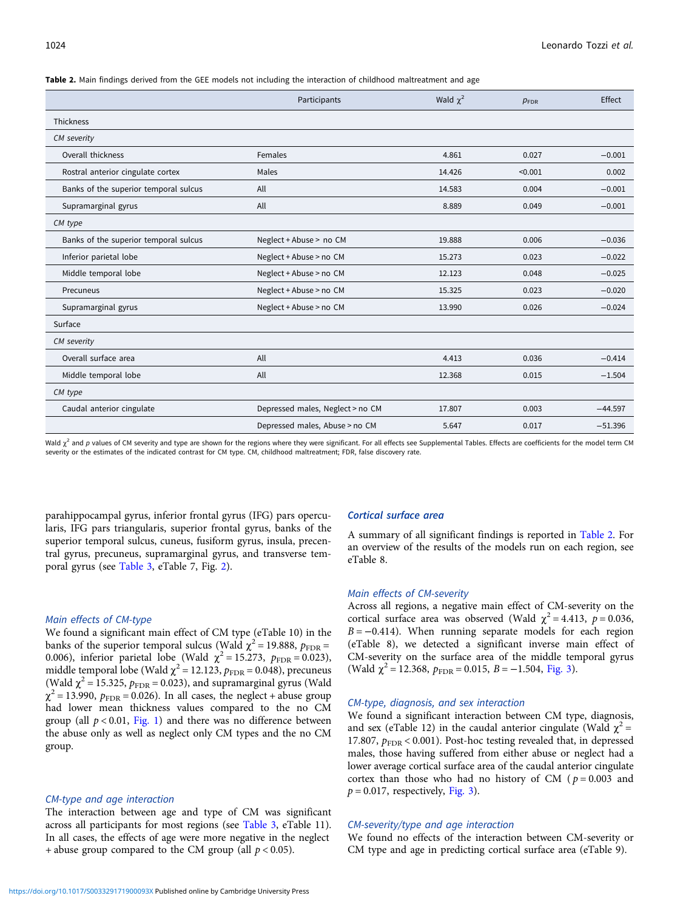**Table 2.** Main findings derived from the GEE models not including the interaction of childhood maltreatment and age

| | Participants | Wald $\chi^2$ | $p_{\text{FDR}}$ | Effect |
|---|---|---|---|---|
| Thickness | | | | |
| *CM severity* | | | | |
| Overall thickness | Females | 4.861 | 0.027 | −0.001 |
| Rostral anterior cingulate cortex | Males | 14.426 | <0.001 | 0.002 |
| Banks of the superior temporal sulcus | All | 14.583 | 0.004 | −0.001 |
| Supramarginal gyrus | All | 8.889 | 0.049 | −0.001 |
| *CM type* | | | | |
| Banks of the superior temporal sulcus | Neglect + Abuse > no CM | 19.888 | 0.006 | −0.036 |
| Inferior parietal lobe | Neglect + Abuse > no CM | 15.273 | 0.023 | −0.022 |
| Middle temporal lobe | Neglect + Abuse > no CM | 12.123 | 0.048 | −0.025 |
| Precuneus | Neglect + Abuse > no CM | 15.325 | 0.023 | −0.020 |
| Supramarginal gyrus | Neglect + Abuse > no CM | 13.990 | 0.026 | −0.024 |
| Surface | | | | |
| *CM severity* | | | | |
| Overall surface area | All | 4.413 | 0.036 | −0.414 |
| Middle temporal lobe | All | 12.368 | 0.015 | −1.504 |
| *CM type* | | | | |
| Caudal anterior cingulate | Depressed males, Neglect > no CM | 17.807 | 0.003 | −44.597 |
| | Depressed males, Abuse > no CM | 5.647 | 0.017 | −51.396 |

Wald $\chi^2$ and p values of CM severity and type are shown for the regions where they were significant. For all effects see Supplemental Tables. Effects are coefficients for the model term CM severity or the estimates of the indicated contrast for CM type. CM, childhood maltreatment; FDR, false discovery rate.

parahippocampal gyrus, inferior frontal gyrus (IFG) pars opercularis, IFG pars triangularis, superior frontal gyrus, banks of the superior temporal sulcus, cuneus, fusiform gyrus, insula, precentral gyrus, precuneus, supramarginal gyrus, and transverse temporal gyrus (see Table 3, eTable 7, Fig. 2).

### *Main effects of CM-type*

We found a significant main effect of CM type (eTable 10) in the banks of the superior temporal sulcus (Wald $\chi^2 = 19.888$, $p_{\text{FDR}} = 0.006$), inferior parietal lobe (Wald $\chi^2 = 15.273$, $p_{\text{FDR}} = 0.023$), middle temporal lobe (Wald $\chi^2 = 12.123$, $p_{\text{FDR}} = 0.048$), precuneus (Wald $\chi^2 = 15.325$, $p_{\text{FDR}} = 0.023$), and supramarginal gyrus (Wald $\chi^2 = 13.990$, $p_{\text{FDR}} = 0.026$). In all cases, the neglect + abuse group had lower mean thickness values compared to the no CM group (all $p < 0.01$, Fig. 1) and there was no difference between the abuse only as well as neglect only CM types and the no CM group.

### *CM-type and age interaction*

The interaction between age and type of CM was significant across all participants for most regions (see Table 3, eTable 11). In all cases, the effects of age were more negative in the neglect + abuse group compared to the CM group (all $p < 0.05$).

## Cortical surface area

A summary of all significant findings is reported in Table 2. For an overview of the results of the models run on each region, see eTable 8.

### *Main effects of CM-severity*

Across all regions, a negative main effect of CM-severity on the cortical surface area was observed (Wald $\chi^2 = 4.413$, $p = 0.036$, $B = -0.414$). When running separate models for each region (eTable 8), we detected a significant inverse main effect of CM-severity on the surface area of the middle temporal gyrus (Wald $\chi^2 = 12.368$, $p_{\text{FDR}} = 0.015$, $B = -1.504$, Fig. 3).

### *CM-type, diagnosis, and sex interaction*

We found a significant interaction between CM type, diagnosis, and sex (eTable 12) in the caudal anterior cingulate (Wald $\chi^2 = 17.807$, $p_{\text{FDR}} < 0.001$). Post-hoc testing revealed that, in depressed males, those having suffered from either abuse or neglect had a lower average cortical surface area of the caudal anterior cingulate cortex than those who had no history of CM ($p = 0.003$ and $p = 0.017$, respectively, Fig. 3).

### *CM-severity/type and age interaction*

We found no effects of the interaction between CM-severity or CM type and age in predicting cortical surface area (eTable 9).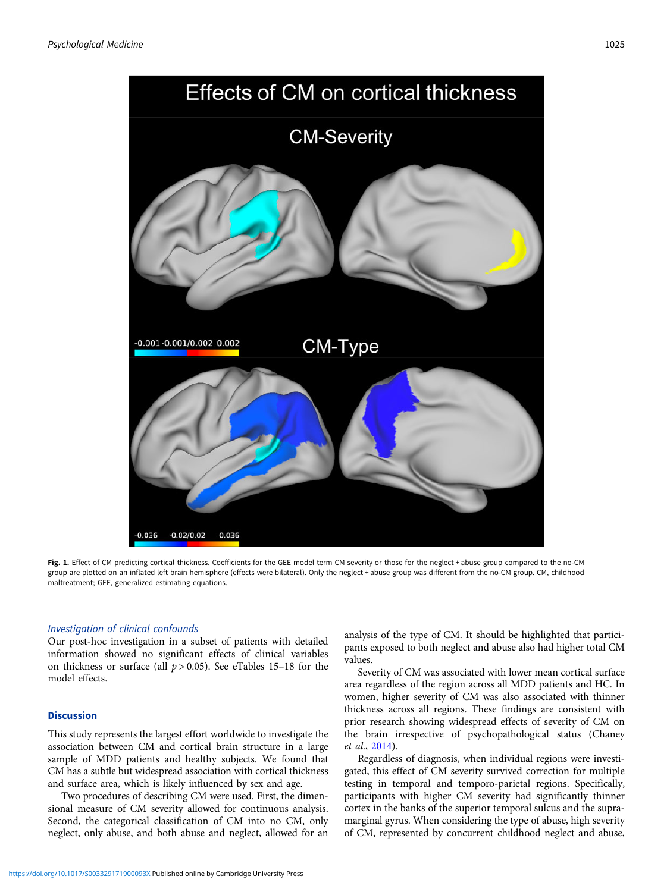**Fig. 1.** Effect of CM predicting cortical thickness. Coefficients for the GEE model term CM severity or those for the neglect + abuse group compared to the no-CM group are plotted on an inflated left brain hemisphere (effects were bilateral). Only the neglect + abuse group was different from the no-CM group. CM, childhood maltreatment; GEE, generalized estimating equations.

### *Investigation of clinical confounds*

Our post-hoc investigation in a subset of patients with detailed information showed no significant effects of clinical variables on thickness or surface (all $p > 0.05$). See eTables 15–18 for the model effects.

## Discussion

This study represents the largest effort worldwide to investigate the association between CM and cortical brain structure in a large sample of MDD patients and healthy subjects. We found that CM has a subtle but widespread association with cortical thickness and surface area, which is likely influenced by sex and age.

Two procedures of describing CM were used. First, the dimensional measure of CM severity allowed for continuous analysis. Second, the categorical classification of CM into no CM, only neglect, only abuse, and both abuse and neglect, allowed for an analysis of the type of CM. It should be highlighted that participants exposed to both neglect and abuse also had higher total CM values.

Severity of CM was associated with lower mean cortical surface area regardless of the region across all MDD patients and HC. In women, higher severity of CM was also associated with thinner thickness across all regions. These findings are consistent with prior research showing widespread effects of severity of CM on the brain irrespective of psychopathological status (Chaney *et al.*, 2014).

Regardless of diagnosis, when individual regions were investigated, this effect of CM severity survived correction for multiple testing in temporal and temporo-parietal regions. Specifically, participants with higher CM severity had significantly thinner cortex in the banks of the superior temporal sulcus and the supramarginal gyrus. When considering the type of abuse, high severity of CM, represented by concurrent childhood neglect and abuse,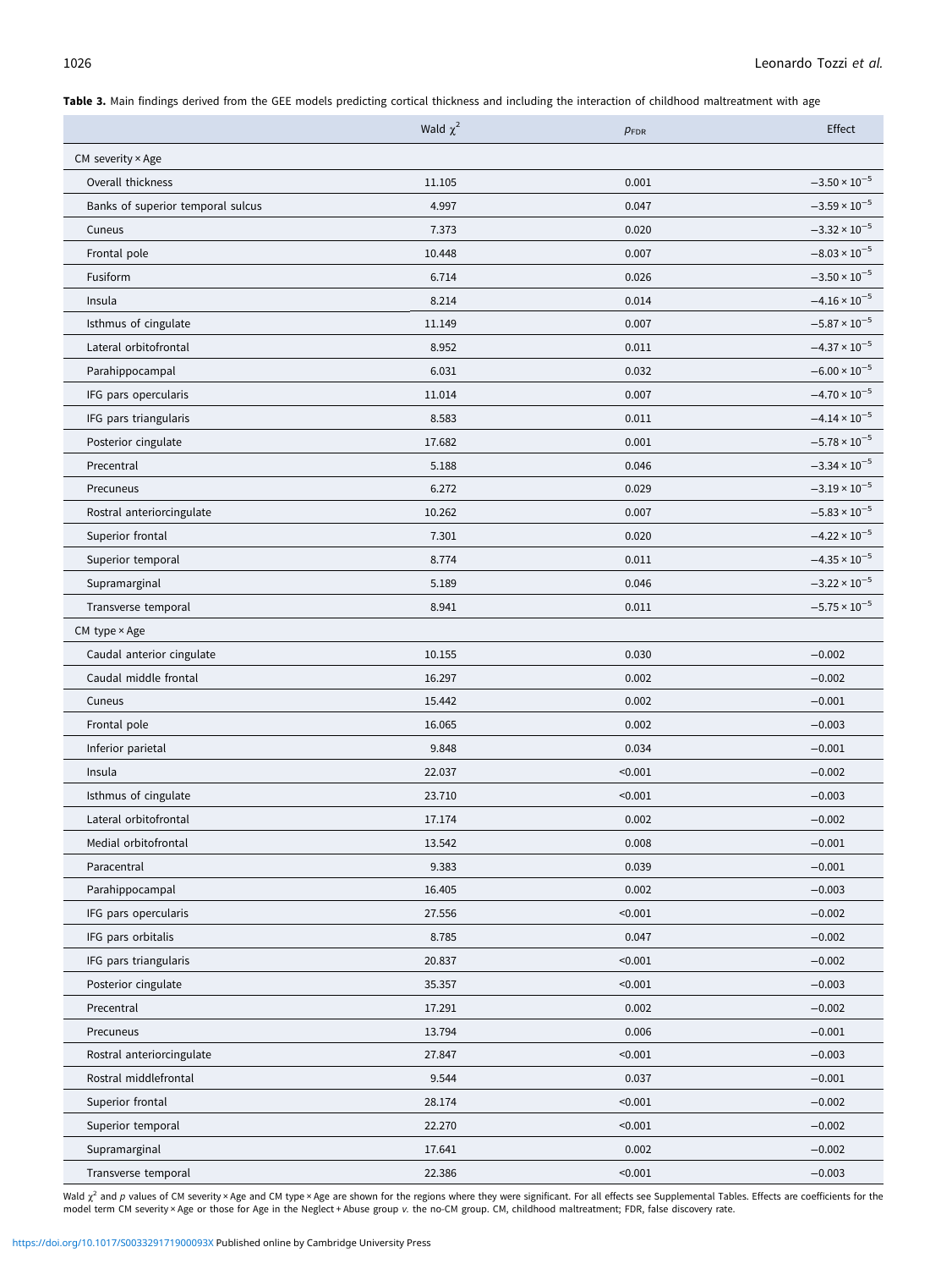**Table 3.** Main findings derived from the GEE models predicting cortical thickness and including the interaction of childhood maltreatment with age

| | Wald $\chi^2$ | $p_{FDR}$ | Effect |
|---|---|---|---|
| CM severity × Age | | | |
| Overall thickness | 11.105 | 0.001 | $-3.50 \times 10^{-5}$ |
| Banks of superior temporal sulcus | 4.997 | 0.047 | $-3.59 \times 10^{-5}$ |
| Cuneus | 7.373 | 0.020 | $-3.32 \times 10^{-5}$ |
| Frontal pole | 10.448 | 0.007 | $-8.03 \times 10^{-5}$ |
| Fusiform | 6.714 | 0.026 | $-3.50 \times 10^{-5}$ |
| Insula | 8.214 | 0.014 | $-4.16 \times 10^{-5}$ |
| Isthmus of cingulate | 11.149 | 0.007 | $-5.87 \times 10^{-5}$ |
| Lateral orbitofrontal | 8.952 | 0.011 | $-4.37 \times 10^{-5}$ |
| Parahippocampal | 6.031 | 0.032 | $-6.00 \times 10^{-5}$ |
| IFG pars opercularis | 11.014 | 0.007 | $-4.70 \times 10^{-5}$ |
| IFG pars triangularis | 8.583 | 0.011 | $-4.14 \times 10^{-5}$ |
| Posterior cingulate | 17.682 | 0.001 | $-5.78 \times 10^{-5}$ |
| Precentral | 5.188 | 0.046 | $-3.34 \times 10^{-5}$ |
| Precuneus | 6.272 | 0.029 | $-3.19 \times 10^{-5}$ |
| Rostral anteriorcingulate | 10.262 | 0.007 | $-5.83 \times 10^{-5}$ |
| Superior frontal | 7.301 | 0.020 | $-4.22 \times 10^{-5}$ |
| Superior temporal | 8.774 | 0.011 | $-4.35 \times 10^{-5}$ |
| Supramarginal | 5.189 | 0.046 | $-3.22 \times 10^{-5}$ |
| Transverse temporal | 8.941 | 0.011 | $-5.75 \times 10^{-5}$ |
| CM type × Age | | | |
| Caudal anterior cingulate | 10.155 | 0.030 | −0.002 |
| Caudal middle frontal | 16.297 | 0.002 | −0.002 |
| Cuneus | 15.442 | 0.002 | −0.001 |
| Frontal pole | 16.065 | 0.002 | −0.003 |
| Inferior parietal | 9.848 | 0.034 | −0.001 |
| Insula | 22.037 | <0.001 | −0.002 |
| Isthmus of cingulate | 23.710 | <0.001 | −0.003 |
| Lateral orbitofrontal | 17.174 | 0.002 | −0.002 |
| Medial orbitofrontal | 13.542 | 0.008 | −0.001 |
| Paracentral | 9.383 | 0.039 | −0.001 |
| Parahippocampal | 16.405 | 0.002 | −0.003 |
| IFG pars opercularis | 27.556 | <0.001 | −0.002 |
| IFG pars orbitalis | 8.785 | 0.047 | −0.002 |
| IFG pars triangularis | 20.837 | <0.001 | −0.002 |
| Posterior cingulate | 35.357 | <0.001 | −0.003 |
| Precentral | 17.291 | 0.002 | −0.002 |
| Precuneus | 13.794 | 0.006 | −0.001 |
| Rostral anteriorcingulate | 27.847 | <0.001 | −0.003 |
| Rostral middlefrontal | 9.544 | 0.037 | −0.001 |
| Superior frontal | 28.174 | <0.001 | −0.002 |
| Superior temporal | 22.270 | <0.001 | −0.002 |
| Supramarginal | 17.641 | 0.002 | −0.002 |
| Transverse temporal | 22.386 | <0.001 | −0.003 |

Wald $\chi^2$ and $p$ values of CM severity × Age and CM type × Age are shown for the regions where they were significant. For all effects see Supplemental Tables. Effects are coefficients for the model term CM severity × Age or those for Age in the Neglect + Abuse group *v.* the no-CM group. CM, childhood maltreatment; FDR, false discovery rate.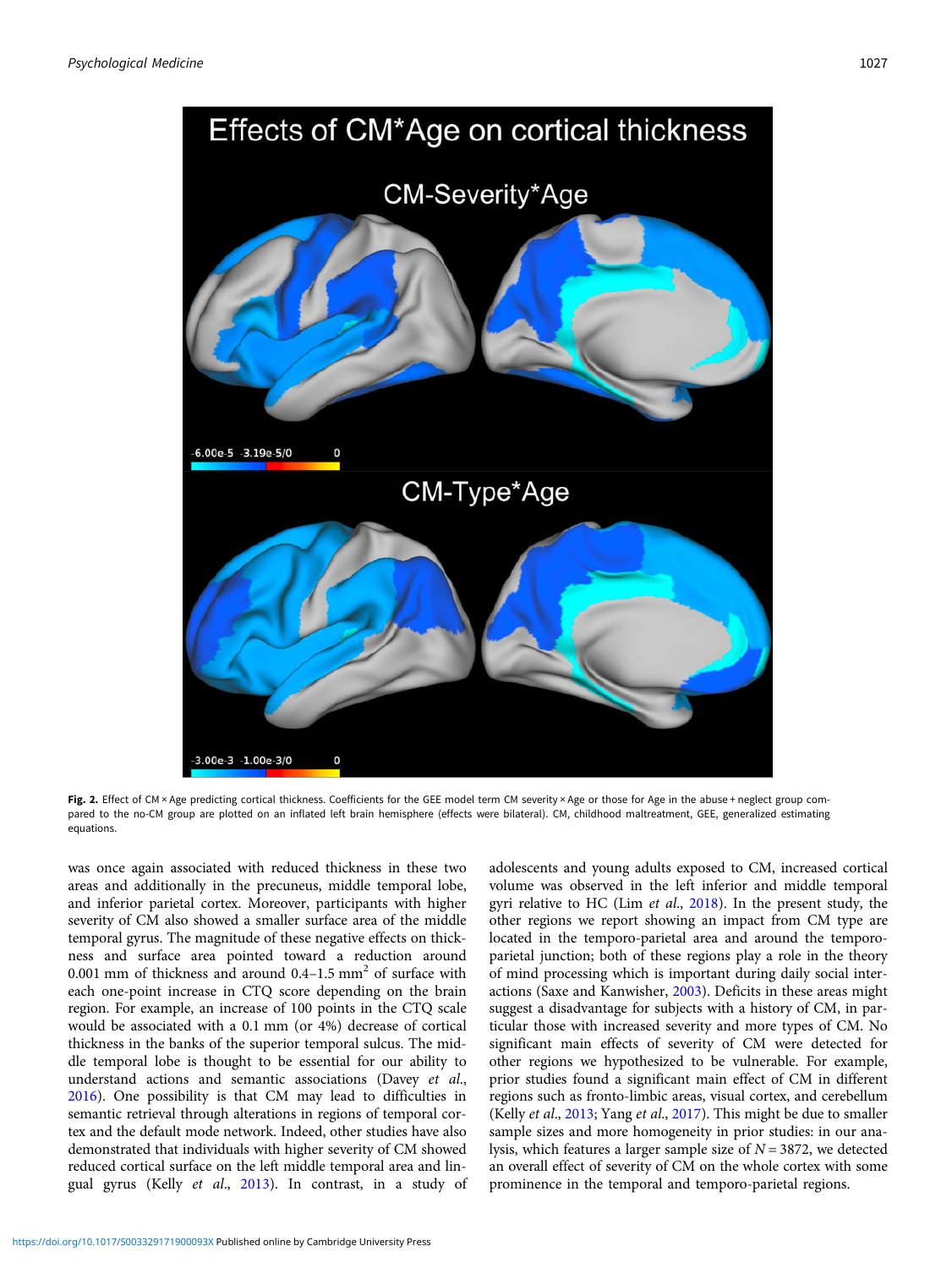**Fig. 2.** Effect of CM × Age predicting cortical thickness. Coefficients for the GEE model term CM severity × Age or those for Age in the abuse + neglect group compared to the no-CM group are plotted on an inflated left brain hemisphere (effects were bilateral). CM, childhood maltreatment, GEE, generalized estimating equations.

was once again associated with reduced thickness in these two areas and additionally in the precuneus, middle temporal lobe, and inferior parietal cortex. Moreover, participants with higher severity of CM also showed a smaller surface area of the middle temporal gyrus. The magnitude of these negative effects on thickness and surface area pointed toward a reduction around 0.001 mm of thickness and around 0.4–1.5 $mm^2$ of surface with each one-point increase in CTQ score depending on the brain region. For example, an increase of 100 points in the CTQ scale would be associated with a 0.1 mm (or 4%) decrease of cortical thickness in the banks of the superior temporal sulcus. The middle temporal lobe is thought to be essential for our ability to understand actions and semantic associations (Davey *et al.*, 2016). One possibility is that CM may lead to difficulties in semantic retrieval through alterations in regions of temporal cortex and the default mode network. Indeed, other studies have also demonstrated that individuals with higher severity of CM showed reduced cortical surface on the left middle temporal area and lingual gyrus (Kelly *et al.*, 2013). In contrast, in a study of adolescents and young adults exposed to CM, increased cortical volume was observed in the left inferior and middle temporal gyri relative to HC (Lim *et al.*, 2018). In the present study, the other regions we report showing an impact from CM type are located in the temporo-parietal area and around the temporo-parietal junction; both of these regions play a role in the theory of mind processing which is important during daily social interactions (Saxe and Kanwisher, 2003). Deficits in these areas might suggest a disadvantage for subjects with a history of CM, in particular those with increased severity and more types of CM. No significant main effects of severity of CM were detected for other regions we hypothesized to be vulnerable. For example, prior studies found a significant main effect of CM in different regions such as fronto-limbic areas, visual cortex, and cerebellum (Kelly *et al.*, 2013; Yang *et al.*, 2017). This might be due to smaller sample sizes and more homogeneity in prior studies: in our analysis, which features a larger sample size of $N = 3872$, we detected an overall effect of severity of CM on the whole cortex with some prominence in the temporal and temporo-parietal regions.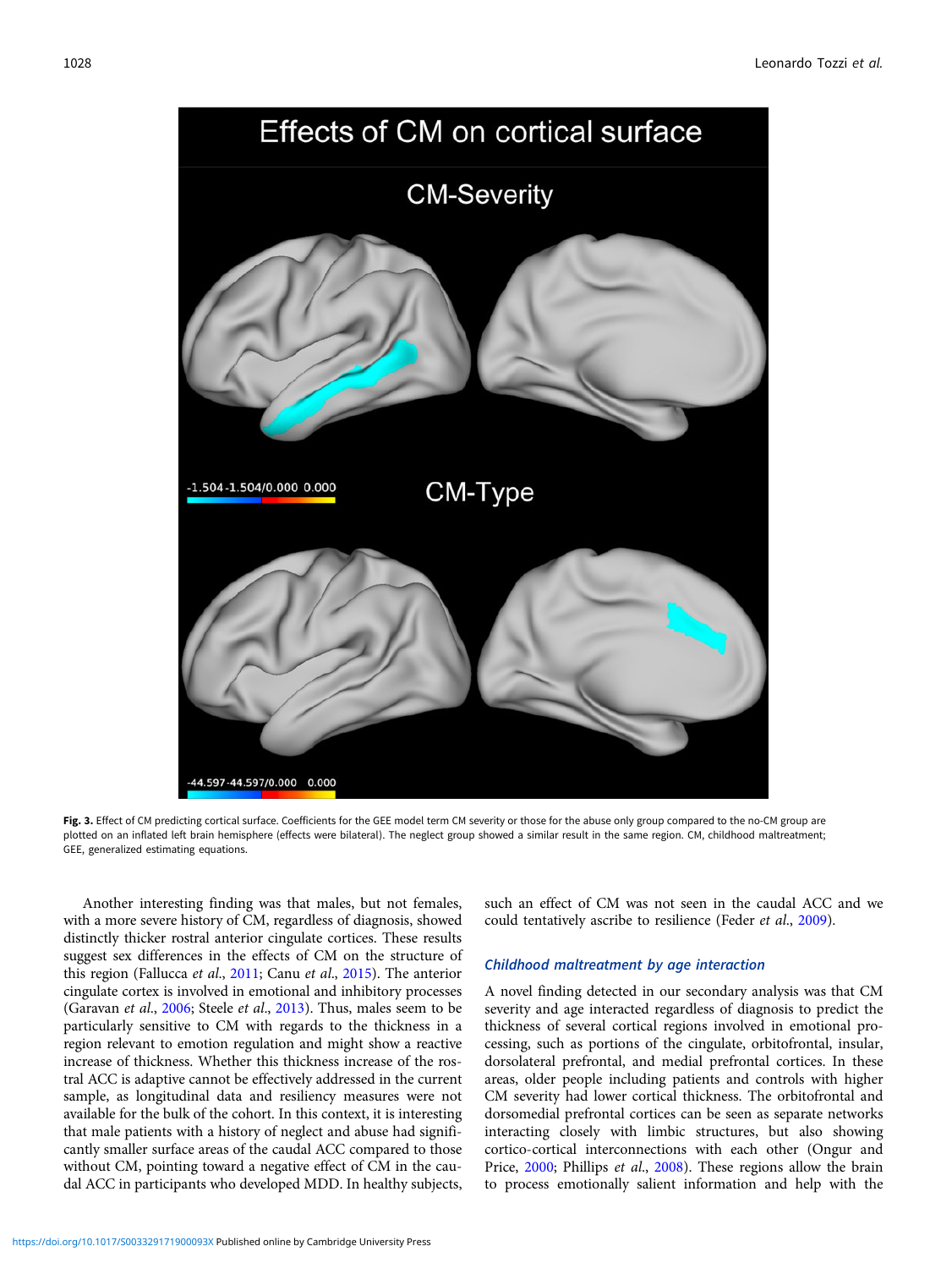**Fig. 3.** Effect of CM predicting cortical surface. Coefficients for the GEE model term CM severity or those for the abuse only group compared to the no-CM group are plotted on an inflated left brain hemisphere (effects were bilateral). The neglect group showed a similar result in the same region. CM, childhood maltreatment; GEE, generalized estimating equations.

Another interesting finding was that males, but not females, with a more severe history of CM, regardless of diagnosis, showed distinctly thicker rostral anterior cingulate cortices. These results suggest sex differences in the effects of CM on the structure of this region (Fallucca *et al.*, 2011; Canu *et al.*, 2015). The anterior cingulate cortex is involved in emotional and inhibitory processes (Garavan *et al.*, 2006; Steele *et al.*, 2013). Thus, males seem to be particularly sensitive to CM with regards to the thickness in a region relevant to emotion regulation and might show a reactive increase of thickness. Whether this thickness increase of the rostral ACC is adaptive cannot be effectively addressed in the current sample, as longitudinal data and resiliency measures were not available for the bulk of the cohort. In this context, it is interesting that male patients with a history of neglect and abuse had significantly smaller surface areas of the caudal ACC compared to those without CM, pointing toward a negative effect of CM in the caudal ACC in participants who developed MDD. In healthy subjects, such an effect of CM was not seen in the caudal ACC and we could tentatively ascribe to resilience (Feder *et al.*, 2009).

### Childhood maltreatment by age interaction

A novel finding detected in our secondary analysis was that CM severity and age interacted regardless of diagnosis to predict the thickness of several cortical regions involved in emotional processing, such as portions of the cingulate, orbitofrontal, insular, dorsolateral prefrontal, and medial prefrontal cortices. In these areas, older people including patients and controls with higher CM severity had lower cortical thickness. The orbitofrontal and dorsomedial prefrontal cortices can be seen as separate networks interacting closely with limbic structures, but also showing cortico-cortical interconnections with each other (Ongur and Price, 2000; Phillips *et al.*, 2008). These regions allow the brain to process emotionally salient information and help with the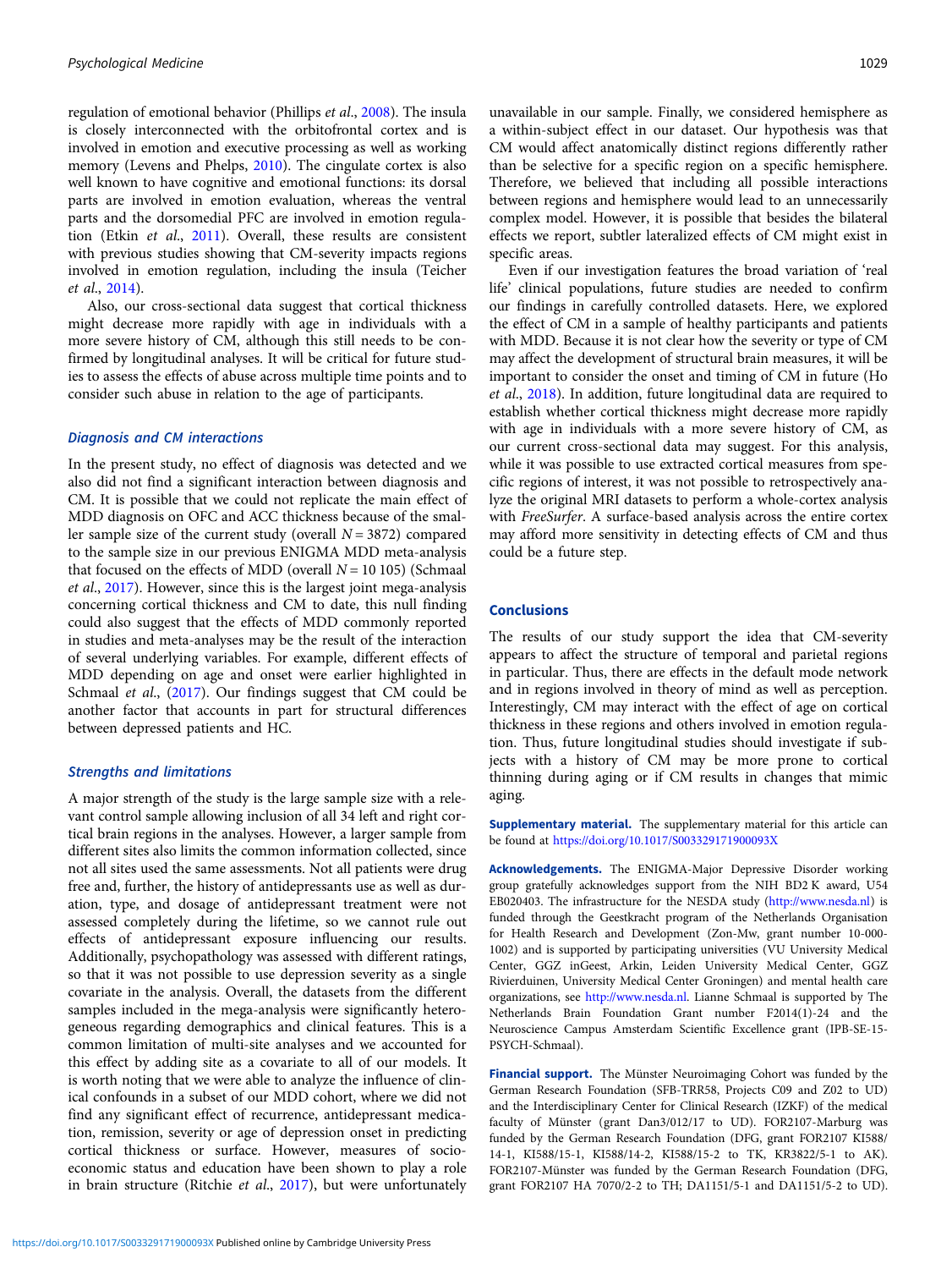regulation of emotional behavior (Phillips *et al.*, 2008). The insula is closely interconnected with the orbitofrontal cortex and is involved in emotion and executive processing as well as working memory (Levens and Phelps, 2010). The cingulate cortex is also well known to have cognitive and emotional functions: its dorsal parts are involved in emotion evaluation, whereas the ventral parts and the dorsomedial PFC are involved in emotion regulation (Etkin *et al.*, 2011). Overall, these results are consistent with previous studies showing that CM-severity impacts regions involved in emotion regulation, including the insula (Teicher *et al.*, 2014).

Also, our cross-sectional data suggest that cortical thickness might decrease more rapidly with age in individuals with a more severe history of CM, although this still needs to be confirmed by longitudinal analyses. It will be critical for future studies to assess the effects of abuse across multiple time points and to consider such abuse in relation to the age of participants.

### Diagnosis and CM interactions

In the present study, no effect of diagnosis was detected and we also did not find a significant interaction between diagnosis and CM. It is possible that we could not replicate the main effect of MDD diagnosis on OFC and ACC thickness because of the smaller sample size of the current study (overall $N = 3872$) compared to the sample size in our previous ENIGMA MDD meta-analysis that focused on the effects of MDD (overall $N = 10\,105$) (Schmaal *et al.*, 2017). However, since this is the largest joint mega-analysis concerning cortical thickness and CM to date, this null finding could also suggest that the effects of MDD commonly reported in studies and meta-analyses may be the result of the interaction of several underlying variables. For example, different effects of MDD depending on age and onset were earlier highlighted in Schmaal *et al.*, (2017). Our findings suggest that CM could be another factor that accounts in part for structural differences between depressed patients and HC.

### Strengths and limitations

A major strength of the study is the large sample size with a relevant control sample allowing inclusion of all 34 left and right cortical brain regions in the analyses. However, a larger sample from different sites also limits the common information collected, since not all sites used the same assessments. Not all patients were drug free and, further, the history of antidepressants use as well as duration, type, and dosage of antidepressant treatment were not assessed completely during the lifetime, so we cannot rule out effects of antidepressant exposure influencing our results. Additionally, psychopathology was assessed with different ratings, so that it was not possible to use depression severity as a single covariate in the analysis. Overall, the datasets from the different samples included in the mega-analysis were significantly heterogeneous regarding demographics and clinical features. This is a common limitation of multi-site analyses and we accounted for this effect by adding site as a covariate to all of our models. It is worth noting that we were able to analyze the influence of clinical confounds in a subset of our MDD cohort, where we did not find any significant effect of recurrence, antidepressant medication, remission, severity or age of depression onset in predicting cortical thickness or surface. However, measures of socioeconomic status and education have been shown to play a role in brain structure (Ritchie *et al.*, 2017), but were unfortunately unavailable in our sample. Finally, we considered hemisphere as a within-subject effect in our dataset. Our hypothesis was that CM would affect anatomically distinct regions differently rather than be selective for a specific region on a specific hemisphere. Therefore, we believed that including all possible interactions between regions and hemisphere would lead to an unnecessarily complex model. However, it is possible that besides the bilateral effects we report, subtler lateralized effects of CM might exist in specific areas.

Even if our investigation features the broad variation of 'real life' clinical populations, future studies are needed to confirm our findings in carefully controlled datasets. Here, we explored the effect of CM in a sample of healthy participants and patients with MDD. Because it is not clear how the severity or type of CM may affect the development of structural brain measures, it will be important to consider the onset and timing of CM in future (Ho *et al.*, 2018). In addition, future longitudinal data are required to establish whether cortical thickness might decrease more rapidly with age in individuals with a more severe history of CM, as our current cross-sectional data may suggest. For this analysis, while it was possible to use extracted cortical measures from specific regions of interest, it was not possible to retrospectively analyze the original MRI datasets to perform a whole-cortex analysis with *FreeSurfer*. A surface-based analysis across the entire cortex may afford more sensitivity in detecting effects of CM and thus could be a future step.

## Conclusions

The results of our study support the idea that CM-severity appears to affect the structure of temporal and parietal regions in particular. Thus, there are effects in the default mode network and in regions involved in theory of mind as well as perception. Interestingly, CM may interact with the effect of age on cortical thickness in these regions and others involved in emotion regulation. Thus, future longitudinal studies should investigate if subjects with a history of CM may be more prone to cortical thinning during aging or if CM results in changes that mimic aging.

**Supplementary material.** The supplementary material for this article can be found at https://doi.org/10.1017/S003329171900093X

**Acknowledgements.** The ENIGMA-Major Depressive Disorder working group gratefully acknowledges support from the NIH BD2 K award, U54 EB020403. The infrastructure for the NESDA study (http://www.nesda.nl) is funded through the Geestkracht program of the Netherlands Organisation for Health Research and Development (Zon-Mw, grant number 10-000-1002) and is supported by participating universities (VU University Medical Center, GGZ inGeest, Arkin, Leiden University Medical Center, GGZ Rivierduinen, University Medical Center Groningen) and mental health care organizations, see http://www.nesda.nl. Lianne Schmaal is supported by The Netherlands Brain Foundation Grant number F2014(1)-24 and the Neuroscience Campus Amsterdam Scientific Excellence grant (IPB-SE-15-PSYCH-Schmaal).

**Financial support.** The Münster Neuroimaging Cohort was funded by the German Research Foundation (SFB-TRR58, Projects C09 and Z02 to UD) and the Interdisciplinary Center for Clinical Research (IZKF) of the medical faculty of Münster (grant Dan3/012/17 to UD). FOR2107-Marburg was funded by the German Research Foundation (DFG, grant FOR2107 KI588/14-1, KI588/15-1, KI588/14-2, KI588/15-2 to TK, KR3822/5-1 to AK). FOR2107-Münster was funded by the German Research Foundation (DFG, grant FOR2107 HA 7070/2-2 to TH; DA1151/5-1 and DA1151/5-2 to UD).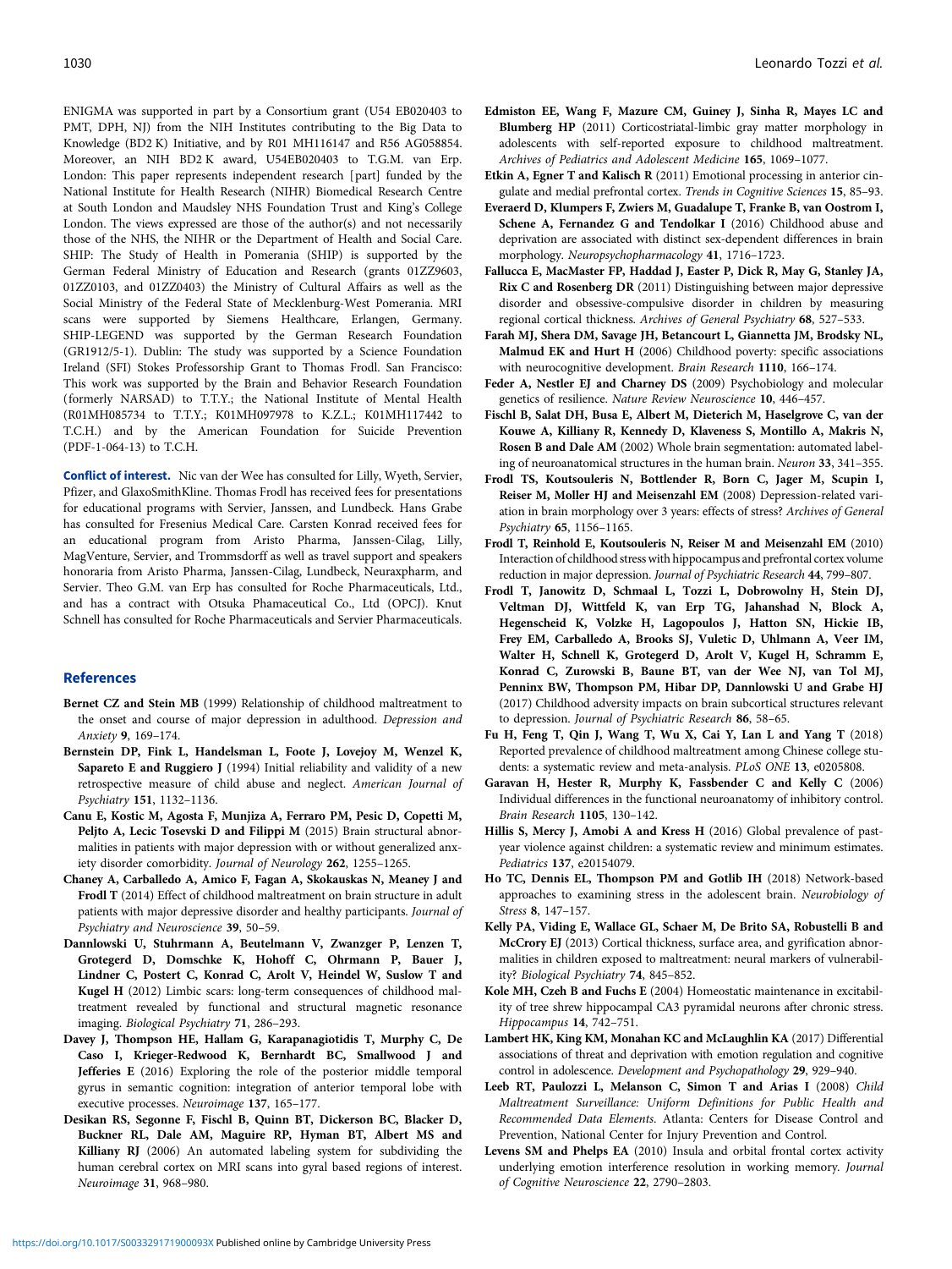ENIGMA was supported in part by a Consortium grant (U54 EB020403 to PMT, DPH, NJ) from the NIH Institutes contributing to the Big Data to Knowledge (BD2 K) Initiative, and by R01 MH116147 and R56 AG058854. Moreover, an NIH BD2 K award, U54EB020403 to T.G.M. van Erp. London: This paper represents independent research [part] funded by the National Institute for Health Research (NIHR) Biomedical Research Centre at South London and Maudsley NHS Foundation Trust and King's College London. The views expressed are those of the author(s) and not necessarily those of the NHS, the NIHR or the Department of Health and Social Care. SHIP: The Study of Health in Pomerania (SHIP) is supported by the German Federal Ministry of Education and Research (grants 01ZZ9603, 01ZZ0103, and 01ZZ0403) the Ministry of Cultural Affairs as well as the Social Ministry of the Federal State of Mecklenburg-West Pomerania. MRI scans were supported by Siemens Healthcare, Erlangen, Germany. SHIP-LEGEND was supported by the German Research Foundation (GR1912/5-1). Dublin: The study was supported by a Science Foundation Ireland (SFI) Stokes Professorship Grant to Thomas Frodl. San Francisco: This work was supported by the Brain and Behavior Research Foundation (formerly NARSAD) to T.T.Y.; the National Institute of Mental Health (R01MH085734 to T.T.Y.; K01MH097978 to K.Z.L.; K01MH117442 to T.C.H.) and by the American Foundation for Suicide Prevention (PDF-1-064-13) to T.C.H.

**Conflict of interest.** Nic van der Wee has consulted for Lilly, Wyeth, Servier, Pfizer, and GlaxoSmithKline. Thomas Frodl has received fees for presentations for educational programs with Servier, Janssen, and Lundbeck. Hans Grabe has consulted for Fresenius Medical Care. Carsten Konrad received fees for an educational program from Aristo Pharma, Janssen-Cilag, Lilly, MagVenture, Servier, and Trommsdorff as well as travel support and speakers honoraria from Aristo Pharma, Janssen-Cilag, Lundbeck, Neuraxpharm, and Servier. Theo G.M. van Erp has consulted for Roche Pharmaceuticals, Ltd., and has a contract with Otsuka Phamaceutical Co., Ltd (OPCJ). Knut Schnell has consulted for Roche Pharmaceuticals and Servier Pharmaceuticals.

## References

**Bernet CZ and Stein MB** (1999) Relationship of childhood maltreatment to the onset and course of major depression in adulthood. *Depression and Anxiety* **9**, 169–174.

**Bernstein DP, Fink L, Handelsman L, Foote J, Lovejoy M, Wenzel K, Sapareto E and Ruggiero J** (1994) Initial reliability and validity of a new retrospective measure of child abuse and neglect. *American Journal of Psychiatry* **151**, 1132–1136.

**Canu E, Kostic M, Agosta F, Munjiza A, Ferraro PM, Pesic D, Copetti M, Peljto A, Lecic Tosevski D and Filippi M** (2015) Brain structural abnormalities in patients with major depression with or without generalized anxiety disorder comorbidity. *Journal of Neurology* **262**, 1255–1265.

**Chaney A, Carballedo A, Amico F, Fagan A, Skokauskas N, Meaney J and Frodl T** (2014) Effect of childhood maltreatment on brain structure in adult patients with major depressive disorder and healthy participants. *Journal of Psychiatry and Neuroscience* **39**, 50–59.

**Dannlowski U, Stuhrmann A, Beutelmann V, Zwanzger P, Lenzen T, Grotegerd D, Domschke K, Hohoff C, Ohrmann P, Bauer J, Lindner C, Postert C, Konrad C, Arolt V, Heindel W, Suslow T and Kugel H** (2012) Limbic scars: long-term consequences of childhood maltreatment revealed by functional and structural magnetic resonance imaging. *Biological Psychiatry* **71**, 286–293.

**Davey J, Thompson HE, Hallam G, Karapanagiotidis T, Murphy C, De Caso I, Krieger-Redwood K, Bernhardt BC, Smallwood J and Jefferies E** (2016) Exploring the role of the posterior middle temporal gyrus in semantic cognition: integration of anterior temporal lobe with executive processes. *Neuroimage* **137**, 165–177.

**Desikan RS, Segonne F, Fischl B, Quinn BT, Dickerson BC, Blacker D, Buckner RL, Dale AM, Maguire RP, Hyman BT, Albert MS and Killiany RJ** (2006) An automated labeling system for subdividing the human cerebral cortex on MRI scans into gyral based regions of interest. *Neuroimage* **31**, 968–980.

**Edmiston EE, Wang F, Mazure CM, Guiney J, Sinha R, Mayes LC and Blumberg HP** (2011) Corticostriatal-limbic gray matter morphology in adolescents with self-reported exposure to childhood maltreatment. *Archives of Pediatrics and Adolescent Medicine* **165**, 1069–1077.

**Etkin A, Egner T and Kalisch R** (2011) Emotional processing in anterior cingulate and medial prefrontal cortex. *Trends in Cognitive Sciences* **15**, 85–93.

**Everaerd D, Klumpers F, Zwiers M, Guadalupe T, Franke B, van Oostrom I, Schene A, Fernandez G and Tendolkar I** (2016) Childhood abuse and deprivation are associated with distinct sex-dependent differences in brain morphology. *Neuropsychopharmacology* **41**, 1716–1723.

**Fallucca E, MacMaster FP, Haddad J, Easter P, Dick R, May G, Stanley JA, Rix C and Rosenberg DR** (2011) Distinguishing between major depressive disorder and obsessive-compulsive disorder in children by measuring regional cortical thickness. *Archives of General Psychiatry* **68**, 527–533.

**Farah MJ, Shera DM, Savage JH, Betancourt L, Giannetta JM, Brodsky NL, Malmud EK and Hurt H** (2006) Childhood poverty: specific associations with neurocognitive development. *Brain Research* **1110**, 166–174.

**Feder A, Nestler EJ and Charney DS** (2009) Psychobiology and molecular genetics of resilience. *Nature Review Neuroscience* **10**, 446–457.

**Fischl B, Salat DH, Busa E, Albert M, Dieterich M, Haselgrove C, van der Kouwe A, Killiany R, Kennedy D, Klaveness S, Montillo A, Makris N, Rosen B and Dale AM** (2002) Whole brain segmentation: automated labeling of neuroanatomical structures in the human brain. *Neuron* **33**, 341–355.

**Frodl TS, Koutsouleris N, Bottlender R, Born C, Jager M, Scupin I, Reiser M, Moller HJ and Meisenzahl EM** (2008) Depression-related variation in brain morphology over 3 years: effects of stress? *Archives of General Psychiatry* **65**, 1156–1165.

**Frodl T, Reinhold E, Koutsouleris N, Reiser M and Meisenzahl EM** (2010) Interaction of childhood stress with hippocampus and prefrontal cortex volume reduction in major depression. *Journal of Psychiatric Research* **44**, 799–807.

**Frodl T, Janowitz D, Schmaal L, Tozzi L, Dobrowolny H, Stein DJ, Veltman DJ, Wittfeld K, van Erp TG, Jahanshad N, Block A, Hegenscheid K, Volzke H, Lagopoulos J, Hatton SN, Hickie IB, Frey EM, Carballedo A, Brooks SJ, Vuletic D, Uhlmann A, Veer IM, Walter H, Schnell K, Grotegerd D, Arolt V, Kugel H, Schramm E, Konrad C, Zurowski B, Baune BT, van der Wee NJ, van Tol MJ, Penninx BW, Thompson PM, Hibar DP, Dannlowski U and Grabe HJ** (2017) Childhood adversity impacts on brain subcortical structures relevant to depression. *Journal of Psychiatric Research* **86**, 58–65.

**Fu H, Feng T, Qin J, Wang T, Wu X, Cai Y, Lan L and Yang T** (2018) Reported prevalence of childhood maltreatment among Chinese college students: a systematic review and meta-analysis. *PLoS ONE* **13**, e0205808.

**Garavan H, Hester R, Murphy K, Fassbender C and Kelly C** (2006) Individual differences in the functional neuroanatomy of inhibitory control. *Brain Research* **1105**, 130–142.

**Hillis S, Mercy J, Amobi A and Kress H** (2016) Global prevalence of past-year violence against children: a systematic review and minimum estimates. *Pediatrics* **137**, e20154079.

**Ho TC, Dennis EL, Thompson PM and Gotlib IH** (2018) Network-based approaches to examining stress in the adolescent brain. *Neurobiology of Stress* **8**, 147–157.

**Kelly PA, Viding E, Wallace GL, Schaer M, De Brito SA, Robustelli B and McCrory EJ** (2013) Cortical thickness, surface area, and gyrification abnormalities in children exposed to maltreatment: neural markers of vulnerability? *Biological Psychiatry* **74**, 845–852.

**Kole MH, Czeh B and Fuchs E** (2004) Homeostatic maintenance in excitability of tree shrew hippocampal CA3 pyramidal neurons after chronic stress. *Hippocampus* **14**, 742–751.

**Lambert HK, King KM, Monahan KC and McLaughlin KA** (2017) Differential associations of threat and deprivation with emotion regulation and cognitive control in adolescence. *Development and Psychopathology* **29**, 929–940.

**Leeb RT, Paulozzi L, Melanson C, Simon T and Arias I** (2008) *Child Maltreatment Surveillance: Uniform Definitions for Public Health and Recommended Data Elements*. Atlanta: Centers for Disease Control and Prevention, National Center for Injury Prevention and Control.

**Levens SM and Phelps EA** (2010) Insula and orbital frontal cortex activity underlying emotion interference resolution in working memory. *Journal of Cognitive Neuroscience* **22**, 2790–2803.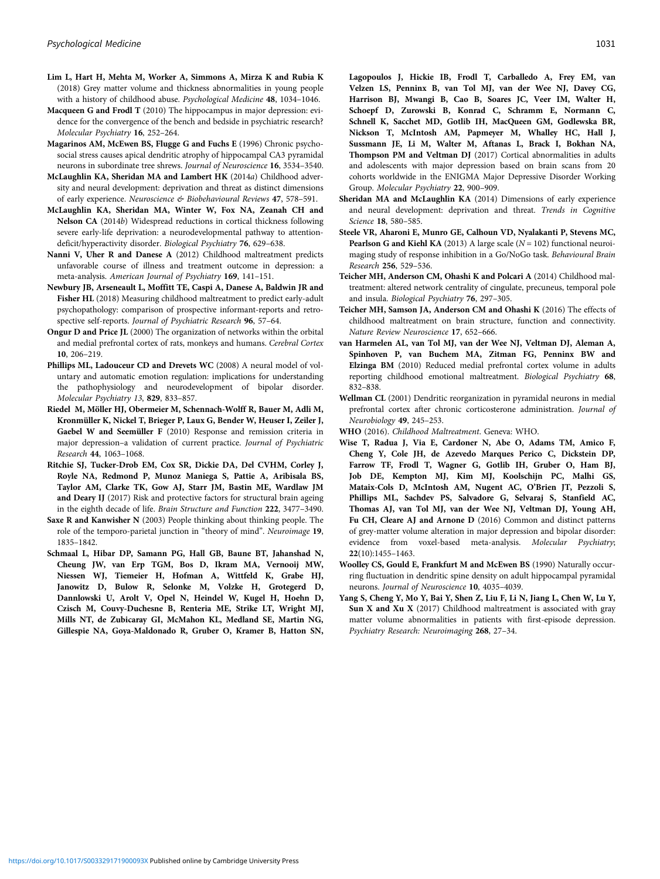**Lim L, Hart H, Mehta M, Worker A, Simmons A, Mirza K and Rubia K** (2018) Grey matter volume and thickness abnormalities in young people with a history of childhood abuse. *Psychological Medicine* **48**, 1034–1046.

**Macqueen G and Frodl T** (2010) The hippocampus in major depression: evidence for the convergence of the bench and bedside in psychiatric research? *Molecular Psychiatry* **16**, 252–264.

**Magarinos AM, McEwen BS, Flugge G and Fuchs E** (1996) Chronic psychosocial stress causes apical dendritic atrophy of hippocampal CA3 pyramidal neurons in subordinate tree shrews. *Journal of Neuroscience* **16**, 3534–3540.

**McLaughlin KA, Sheridan MA and Lambert HK** (2014*a*) Childhood adversity and neural development: deprivation and threat as distinct dimensions of early experience. *Neuroscience & Biobehavioural Reviews* **47**, 578–591.

**McLaughlin KA, Sheridan MA, Winter W, Fox NA, Zeanah CH and Nelson CA** (2014*b*) Widespread reductions in cortical thickness following severe early-life deprivation: a neurodevelopmental pathway to attention-deficit/hyperactivity disorder. *Biological Psychiatry* **76**, 629–638.

**Nanni V, Uher R and Danese A** (2012) Childhood maltreatment predicts unfavorable course of illness and treatment outcome in depression: a meta-analysis. *American Journal of Psychiatry* **169**, 141–151.

**Newbury JB, Arseneault L, Moffitt TE, Caspi A, Danese A, Baldwin JR and Fisher HL** (2018) Measuring childhood maltreatment to predict early-adult psychopathology: comparison of prospective informant-reports and retrospective self-reports. *Journal of Psychiatric Research* **96**, 57–64.

**Ongur D and Price JL** (2000) The organization of networks within the orbital and medial prefrontal cortex of rats, monkeys and humans. *Cerebral Cortex* **10**, 206–219.

**Phillips ML, Ladouceur CD and Drevets WC** (2008) A neural model of voluntary and automatic emotion regulation: implications for understanding the pathophysiology and neurodevelopment of bipolar disorder. *Molecular Psychiatry 13*, **829**, 833–857.

**Riedel M, Möller HJ, Obermeier M, Schennach-Wolff R, Bauer M, Adli M, Kronmüller K, Nickel T, Brieger P, Laux G, Bender W, Heuser I, Zeiler J, Gaebel W and Seemüller F** (2010) Response and remission criteria in major depression–a validation of current practice. *Journal of Psychiatric Research* **44**, 1063–1068.

**Ritchie SJ, Tucker-Drob EM, Cox SR, Dickie DA, Del CVHM, Corley J, Royle NA, Redmond P, Munoz Maniega S, Pattie A, Aribisala BS, Taylor AM, Clarke TK, Gow AJ, Starr JM, Bastin ME, Wardlaw JM and Deary IJ** (2017) Risk and protective factors for structural brain ageing in the eighth decade of life. *Brain Structure and Function* **222**, 3477–3490.

**Saxe R and Kanwisher N** (2003) People thinking about thinking people. The role of the temporo-parietal junction in "theory of mind". *Neuroimage* **19**, 1835–1842.

**Schmaal L, Hibar DP, Samann PG, Hall GB, Baune BT, Jahanshad N, Cheung JW, van Erp TGM, Bos D, Ikram MA, Vernooij MW, Niessen WJ, Tiemeier H, Hofman A, Wittfeld K, Grabe HJ, Janowitz D, Bulow R, Selonke M, Volzke H, Grotegerd D, Dannlowski U, Arolt V, Opel N, Heindel W, Kugel H, Hoehn D, Czisch M, Couvy-Duchesne B, Renteria ME, Strike LT, Wright MJ, Mills NT, de Zubicaray GI, McMahon KL, Medland SE, Martin NG, Gillespie NA, Goya-Maldonado R, Gruber O, Kramer B, Hatton SN, Lagopoulos J, Hickie IB, Frodl T, Carballedo A, Frey EM, van Velzen LS, Penninx B, van Tol MJ, van der Wee NJ, Davey CG, Harrison BJ, Mwangi B, Cao B, Soares JC, Veer IM, Walter H, Schoepf D, Zurowski B, Konrad C, Schramm E, Normann C, Schnell K, Sacchet MD, Gotlib IH, MacQueen GM, Godlewska BR, Nickson T, McIntosh AM, Papmeyer M, Whalley HC, Hall J, Sussmann JE, Li M, Walter M, Aftanas L, Brack I, Bokhan NA, Thompson PM and Veltman DJ** (2017) Cortical abnormalities in adults and adolescents with major depression based on brain scans from 20 cohorts worldwide in the ENIGMA Major Depressive Disorder Working Group. *Molecular Psychiatry* **22**, 900–909.

**Sheridan MA and McLaughlin KA** (2014) Dimensions of early experience and neural development: deprivation and threat. *Trends in Cognitive Science* **18**, 580–585.

**Steele VR, Aharoni E, Munro GE, Calhoun VD, Nyalakanti P, Stevens MC, Pearlson G and Kiehl KA** (2013) A large scale ($N = 102$) functional neuroimaging study of response inhibition in a Go/NoGo task. *Behavioural Brain Research* **256**, 529–536.

**Teicher MH, Anderson CM, Ohashi K and Polcari A** (2014) Childhood maltreatment: altered network centrality of cingulate, precuneus, temporal pole and insula. *Biological Psychiatry* **76**, 297–305.

**Teicher MH, Samson JA, Anderson CM and Ohashi K** (2016) The effects of childhood maltreatment on brain structure, function and connectivity. *Nature Review Neuroscience* **17**, 652–666.

**van Harmelen AL, van Tol MJ, van der Wee NJ, Veltman DJ, Aleman A, Spinhoven P, van Buchem MA, Zitman FG, Penninx BW and Elzinga BM** (2010) Reduced medial prefrontal cortex volume in adults reporting childhood emotional maltreatment. *Biological Psychiatry* **68**, 832–838.

**Wellman CL** (2001) Dendritic reorganization in pyramidal neurons in medial prefrontal cortex after chronic corticosterone administration. *Journal of Neurobiology* **49**, 245–253.

**WHO** (2016). *Childhood Maltreatment*. Geneva: WHO.

**Wise T, Radua J, Via E, Cardoner N, Abe O, Adams TM, Amico F, Cheng Y, Cole JH, de Azevedo Marques Perico C, Dickstein DP, Farrow TF, Frodl T, Wagner G, Gotlib IH, Gruber O, Ham BJ, Job DE, Kempton MJ, Kim MJ, Koolschijn PC, Malhi GS, Mataix-Cols D, McIntosh AM, Nugent AC, O'Brien JT, Pezzoli S, Phillips ML, Sachdev PS, Salvadore G, Selvaraj S, Stanfield AC, Thomas AJ, van Tol MJ, van der Wee NJ, Veltman DJ, Young AH, Fu CH, Cleare AJ and Arnone D** (2016) Common and distinct patterns of grey-matter volume alteration in major depression and bipolar disorder: evidence from voxel-based meta-analysis. *Molecular Psychiatry*; **22**(10):1455–1463.

**Woolley CS, Gould E, Frankfurt M and McEwen BS** (1990) Naturally occurring fluctuation in dendritic spine density on adult hippocampal pyramidal neurons. *Journal of Neuroscience* **10**, 4035–4039.

**Yang S, Cheng Y, Mo Y, Bai Y, Shen Z, Liu F, Li N, Jiang L, Chen W, Lu Y, Sun X and Xu X** (2017) Childhood maltreatment is associated with gray matter volume abnormalities in patients with first-episode depression. *Psychiatry Research: Neuroimaging* **268**, 27–34.